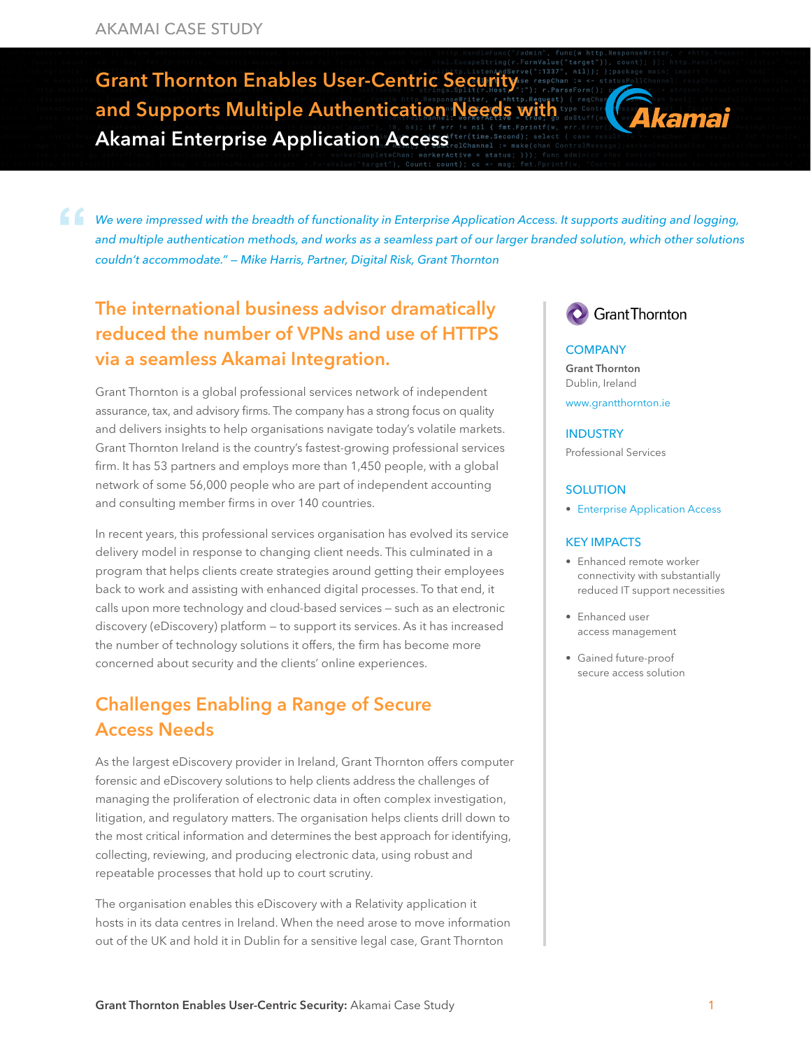AKAMAI CASE STUDY

# Grant Thornton Enables User-Centric Security and Supports Multiple Authentication Needs with Akamai Enterprise Application Access

*"We were impressed with the breadth of functionality in Enterprise Application Access. It supports auditing and logging, and multiple authentication methods, and works as a seamless part of our larger branded solution, which other solutions couldn't accommodate." — Mike Harris, Partner, Digital Risk, Grant Thornton*

## The international business advisor dramatically reduced the number of VPNs and use of HTTPS via a seamless Akamai Integration.

Grant Thornton is a global professional services network of independent assurance, tax, and advisory firms. The company has a strong focus on quality and delivers insights to help organisations navigate today's volatile markets. Grant Thornton Ireland is the country's fastest-growing professional services firm. It has 53 partners and employs more than 1,450 people, with a global network of some 56,000 people who are part of independent accounting and consulting member firms in over 140 countries.

In recent years, this professional services organisation has evolved its service delivery model in response to changing client needs. This culminated in a program that helps clients create strategies around getting their employees back to work and assisting with enhanced digital processes. To that end, it calls upon more technology and cloud-based services — such as an electronic discovery (eDiscovery) platform — to support its services. As it has increased the number of technology solutions it offers, the firm has become more concerned about security and the clients' online experiences.

## Challenges Enabling a Range of Secure Access Needs

As the largest eDiscovery provider in Ireland, Grant Thornton offers computer forensic and eDiscovery solutions to help clients address the challenges of managing the proliferation of electronic data in often complex investigation, litigation, and regulatory matters. The organisation helps clients drill down to the most critical information and determines the best approach for identifying, collecting, reviewing, and producing electronic data, using robust and repeatable processes that hold up to court scrutiny.

The organisation enables this eDiscovery with a Relativity application it hosts in its data centres in Ireland. When the need arose to move information out of the UK and hold it in Dublin for a sensitive legal case, Grant Thornton

Grant Thornton

### COMPANY

**Grant Thornton**
Dublin, Ireland

www.grantthornton.ie

### INDUSTRY

Professional Services

### SOLUTION

- Enterprise Application Access

### KEY IMPACTS

- Enhanced remote worker connectivity with substantially reduced IT support necessities
- Enhanced user access management
- Gained future-proof secure access solution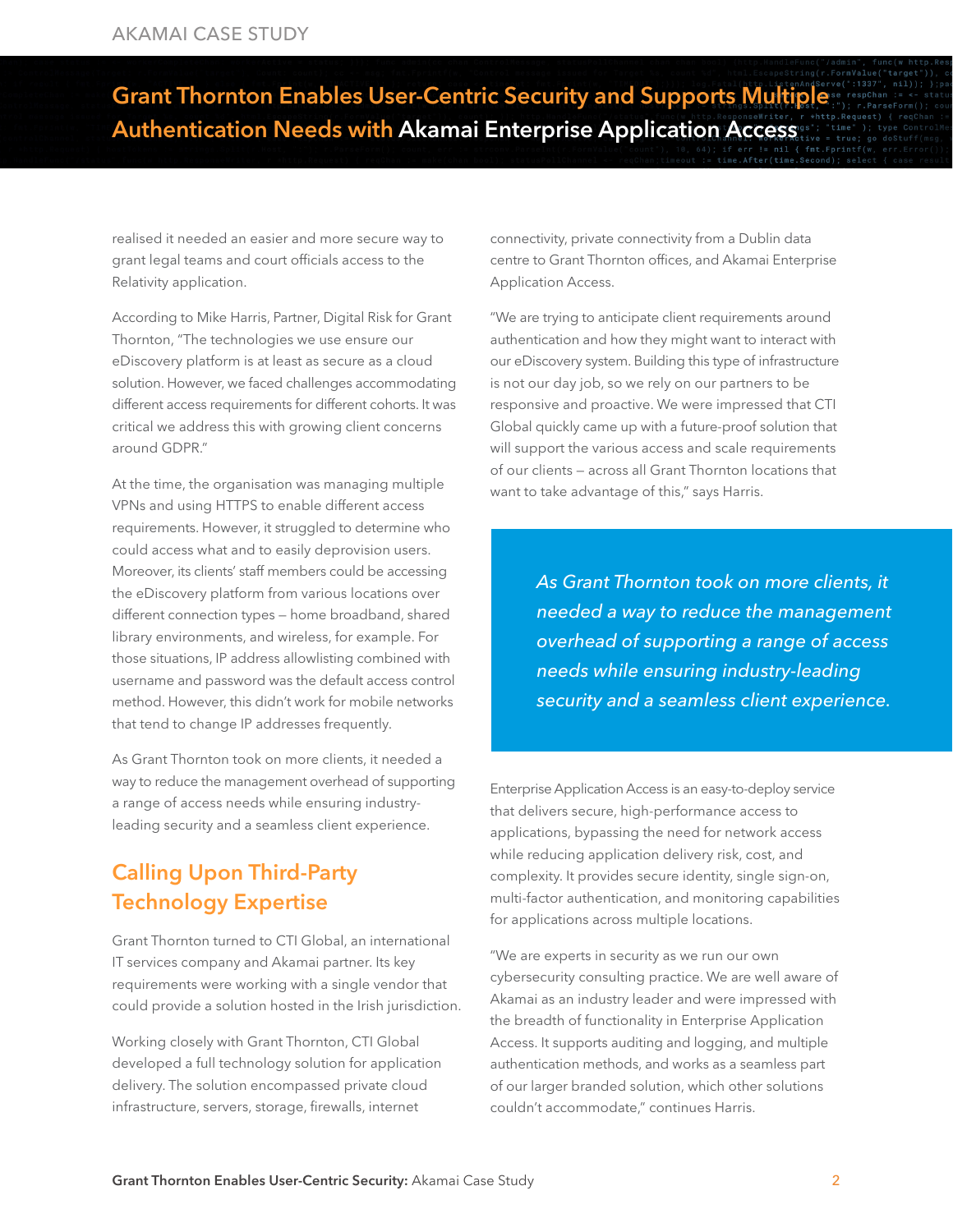realised it needed an easier and more secure way to grant legal teams and court officials access to the Relativity application.

According to Mike Harris, Partner, Digital Risk for Grant Thornton, "The technologies we use ensure our eDiscovery platform is at least as secure as a cloud solution. However, we faced challenges accommodating different access requirements for different cohorts. It was critical we address this with growing client concerns around GDPR."

At the time, the organisation was managing multiple VPNs and using HTTPS to enable different access requirements. However, it struggled to determine who could access what and to easily deprovision users. Moreover, its clients' staff members could be accessing the eDiscovery platform from various locations over different connection types — home broadband, shared library environments, and wireless, for example. For those situations, IP address allowlisting combined with username and password was the default access control method. However, this didn't work for mobile networks that tend to change IP addresses frequently.

As Grant Thornton took on more clients, it needed a way to reduce the management overhead of supporting a range of access needs while ensuring industry-leading security and a seamless client experience.

## Calling Upon Third-Party Technology Expertise

Grant Thornton turned to CTI Global, an international IT services company and Akamai partner. Its key requirements were working with a single vendor that could provide a solution hosted in the Irish jurisdiction.

Working closely with Grant Thornton, CTI Global developed a full technology solution for application delivery. The solution encompassed private cloud infrastructure, servers, storage, firewalls, internet connectivity, private connectivity from a Dublin data centre to Grant Thornton offices, and Akamai Enterprise Application Access.

"We are trying to anticipate client requirements around authentication and how they might want to interact with our eDiscovery system. Building this type of infrastructure is not our day job, so we rely on our partners to be responsive and proactive. We were impressed that CTI Global quickly came up with a future-proof solution that will support the various access and scale requirements of our clients — across all Grant Thornton locations that want to take advantage of this," says Harris.

> *As Grant Thornton took on more clients, it needed a way to reduce the management overhead of supporting a range of access needs while ensuring industry-leading security and a seamless client experience.*

Enterprise Application Access is an easy-to-deploy service that delivers secure, high-performance access to applications, bypassing the need for network access while reducing application delivery risk, cost, and complexity. It provides secure identity, single sign-on, multi-factor authentication, and monitoring capabilities for applications across multiple locations.

"We are experts in security as we run our own cybersecurity consulting practice. We are well aware of Akamai as an industry leader and were impressed with the breadth of functionality in Enterprise Application Access. It supports auditing and logging, and multiple authentication methods, and works as a seamless part of our larger branded solution, which other solutions couldn't accommodate," continues Harris.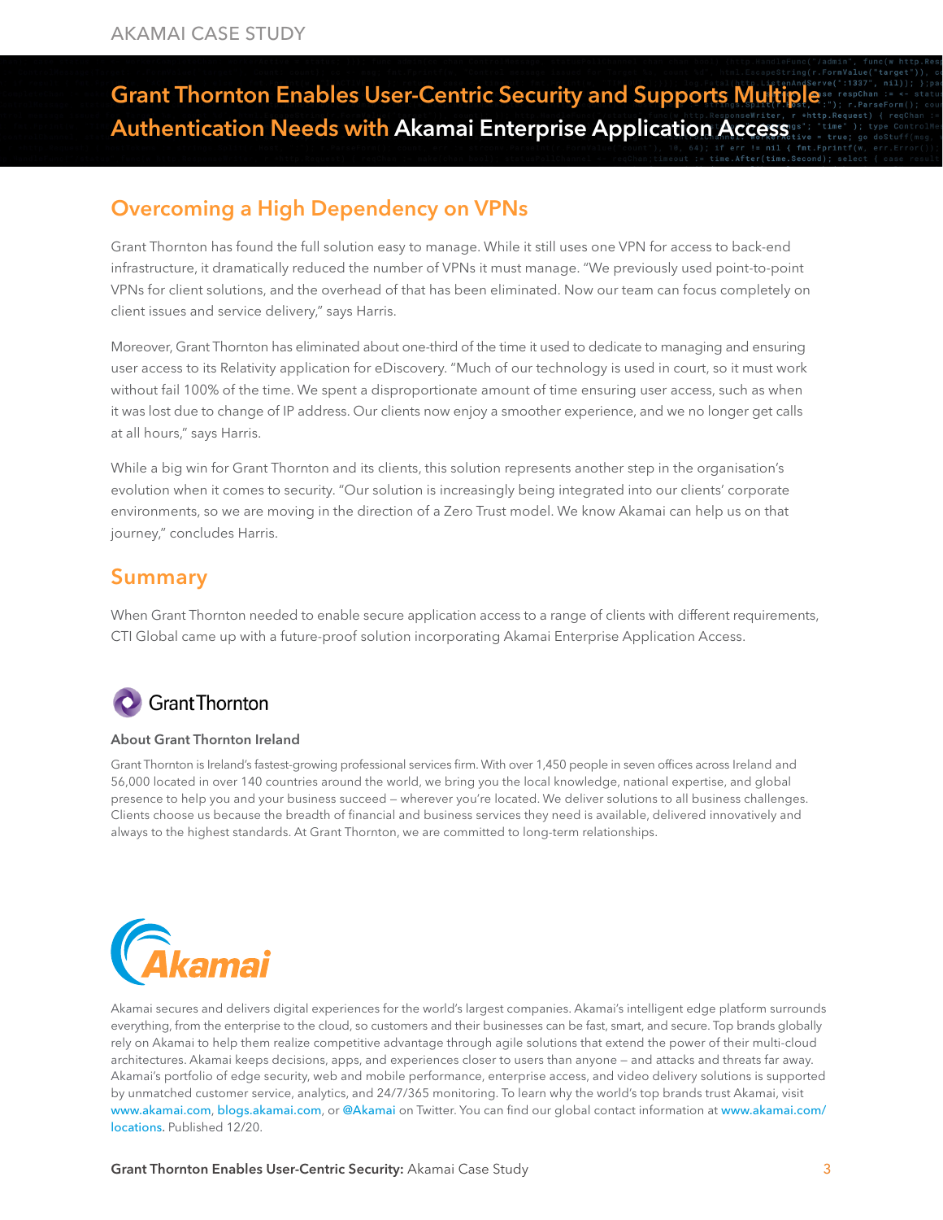# Grant Thornton Enables User-Centric Security and Supports Multiple Authentication Needs with Akamai Enterprise Application Access

## Overcoming a High Dependency on VPNs

Grant Thornton has found the full solution easy to manage. While it still uses one VPN for access to back-end infrastructure, it dramatically reduced the number of VPNs it must manage. "We previously used point-to-point VPNs for client solutions, and the overhead of that has been eliminated. Now our team can focus completely on client issues and service delivery," says Harris.

Moreover, Grant Thornton has eliminated about one-third of the time it used to dedicate to managing and ensuring user access to its Relativity application for eDiscovery. "Much of our technology is used in court, so it must work without fail 100% of the time. We spent a disproportionate amount of time ensuring user access, such as when it was lost due to change of IP address. Our clients now enjoy a smoother experience, and we no longer get calls at all hours," says Harris.

While a big win for Grant Thornton and its clients, this solution represents another step in the organisation's evolution when it comes to security. "Our solution is increasingly being integrated into our clients' corporate environments, so we are moving in the direction of a Zero Trust model. We know Akamai can help us on that journey," concludes Harris.

## Summary

When Grant Thornton needed to enable secure application access to a range of clients with different requirements, CTI Global came up with a future-proof solution incorporating Akamai Enterprise Application Access.

GrantThornton

**About Grant Thornton Ireland**

Grant Thornton is Ireland's fastest-growing professional services firm. With over 1,450 people in seven offices across Ireland and 56,000 located in over 140 countries around the world, we bring you the local knowledge, national expertise, and global presence to help you and your business succeed — wherever you're located. We deliver solutions to all business challenges. Clients choose us because the breadth of financial and business services they need is available, delivered innovatively and always to the highest standards. At Grant Thornton, we are committed to long-term relationships.

Akamai

Akamai secures and delivers digital experiences for the world's largest companies. Akamai's intelligent edge platform surrounds everything, from the enterprise to the cloud, so customers and their businesses can be fast, smart, and secure. Top brands globally rely on Akamai to help them realize competitive advantage through agile solutions that extend the power of their multi-cloud architectures. Akamai keeps decisions, apps, and experiences closer to users than anyone — and attacks and threats far away. Akamai's portfolio of edge security, web and mobile performance, enterprise access, and video delivery solutions is supported by unmatched customer service, analytics, and 24/7/365 monitoring. To learn why the world's top brands trust Akamai, visit www.akamai.com, blogs.akamai.com, or @Akamai on Twitter. You can find our global contact information at www.akamai.com/locations. Published 12/20.